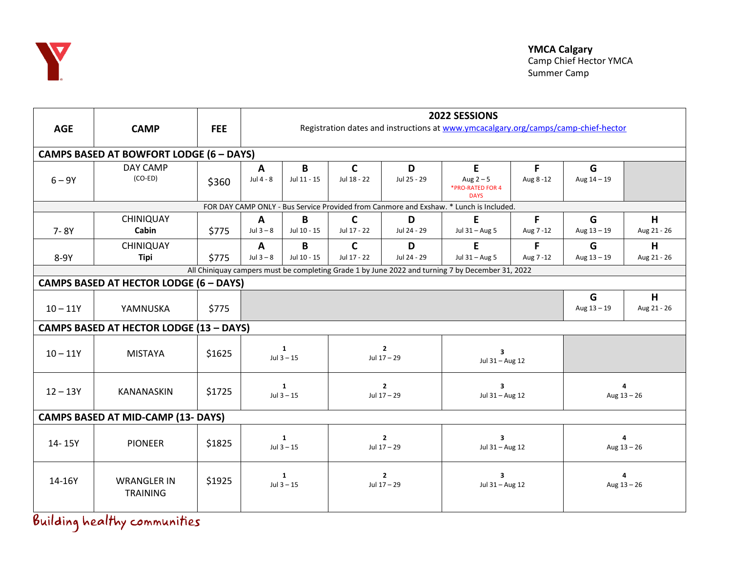**YMCA Calgary**
Camp Chief Hector YMCA
Summer Camp

| AGE | CAMP | FEE | 2022 SESSIONS Registration dates and instructions at [www.ymcacalgary.org/camps/camp-chief-hector](http://www.ymcacalgary.org/camps/camp-chief-hector) | | | | | | | |
|---|---|---|---|---|---|---|---|---|---|---|
| **CAMPS BASED AT BOWFORT LODGE (6 – DAYS)** | | | | | | | | | | |
| 6 – 9Y | DAY CAMP (CO-ED) | $360 | **A** Jul 4 - 8 | **B** Jul 11 - 15 | **C** Jul 18 - 22 | **D** Jul 25 - 29 | **E** Aug 2 – 5 *PRO-RATED FOR 4 DAYS | **F** Aug 8 -12 | **G** Aug 14 – 19 | |
| FOR DAY CAMP ONLY - Bus Service Provided from Canmore and Exshaw. * Lunch is Included. | | | | | | | | | | |
| 7- 8Y | CHINIQUAY **Cabin** | $775 | **A** Jul 3 – 8 | **B** Jul 10 - 15 | **C** Jul 17 - 22 | **D** Jul 24 - 29 | **E** Jul 31 – Aug 5 | **F** Aug 7 -12 | **G** Aug 13 – 19 | **H** Aug 21 - 26 |
| 8-9Y | CHINIQUAY **Tipi** | $775 | **A** Jul 3 – 8 | **B** Jul 10 - 15 | **C** Jul 17 - 22 | **D** Jul 24 - 29 | **E** Jul 31 – Aug 5 | **F** Aug 7 -12 | **G** Aug 13 – 19 | **H** Aug 21 - 26 |
| All Chiniquay campers must be completing Grade 1 by June 2022 and turning 7 by December 31, 2022 | | | | | | | | | | |
| **CAMPS BASED AT HECTOR LODGE (6 – DAYS)** | | | | | | | | | | |
| 10 – 11Y | YAMNUSKA | $775 | | | | | | | **G** Aug 13 – 19 | **H** Aug 21 - 26 |
| **CAMPS BASED AT HECTOR LODGE (13 – DAYS)** | | | | | | | | | | |
| 10 – 11Y | MISTAYA | $1625 | **1** Jul 3 – 15 | | **2** Jul 17 – 29 | | **3** Jul 31 – Aug 12 | | | |
| 12 – 13Y | KANANASKIN | $1725 | **1** Jul 3 – 15 | | **2** Jul 17 – 29 | | **3** Jul 31 – Aug 12 | | **4** Aug 13 – 26 | |
| **CAMPS BASED AT MID-CAMP (13- DAYS)** | | | | | | | | | | |
| 14- 15Y | PIONEER | $1825 | **1** Jul 3 – 15 | | **2** Jul 17 – 29 | | **3** Jul 31 – Aug 12 | | **4** Aug 13 – 26 | |
| 14-16Y | WRANGLER IN TRAINING | $1925 | **1** Jul 3 – 15 | | **2** Jul 17 – 29 | | **3** Jul 31 – Aug 12 | | **4** Aug 13 – 26 | |

Building healthy communities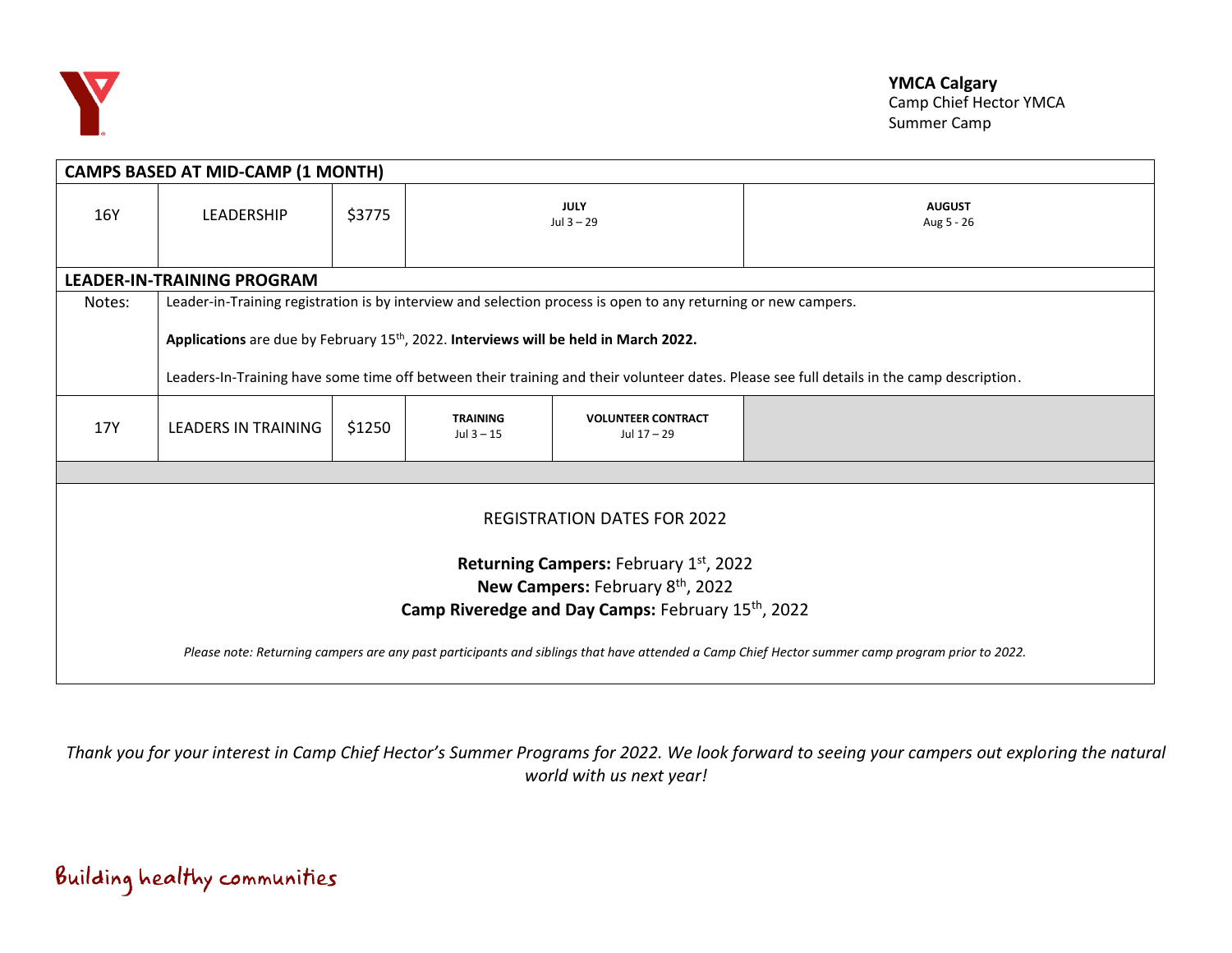**YMCA Calgary**
Camp Chief Hector YMCA
Summer Camp

| | | | | | |
|---|---|---|---|---|---|
| **CAMPS BASED AT MID-CAMP (1 MONTH)** | | | | | |
| 16Y | LEADERSHIP | $3775 | **JULY** Jul 3 – 29 | | **AUGUST** Aug 5 - 26 |
| **LEADER-IN-TRAINING PROGRAM** | | | | | |
| Notes: | Leader-in-Training registration is by interview and selection process is open to any returning or new campers. **Applications** are due by February 15th, 2022. **Interviews will be held in March 2022.** Leaders-In-Training have some time off between their training and their volunteer dates. Please see full details in the camp description. | | | | |
| 17Y | LEADERS IN TRAINING | $1250 | **TRAINING** Jul 3 – 15 | **VOLUNTEER CONTRACT** Jul 17 – 29 | |

REGISTRATION DATES FOR 2022

**Returning Campers:** February 1st, 2022
**New Campers:** February 8th, 2022
**Camp Riveredge and Day Camps:** February 15th, 2022

*Please note: Returning campers are any past participants and siblings that have attended a Camp Chief Hector summer camp program prior to 2022.*

*Thank you for your interest in Camp Chief Hector's Summer Programs for 2022. We look forward to seeing your campers out exploring the natural world with us next year!*

Building healthy communities